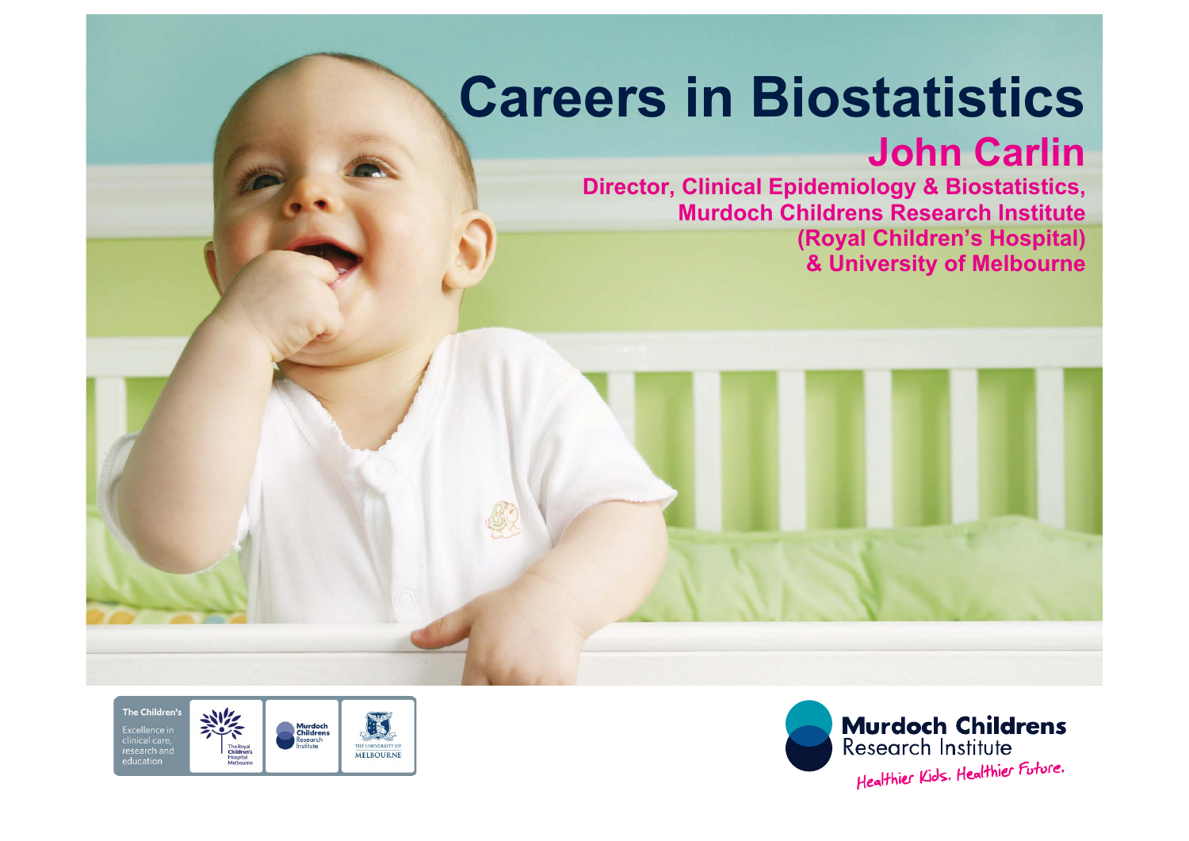# Careers in Biostatistics

## John Carlin

**Director, Clinical Epidemiology & Biostatistics,**
**Murdoch Childrens Research Institute**
**(Royal Children's Hospital)**
**& University of Melbourne**

The Children's
Excellence in clinical care, research and education

The Royal Children's Hospital Melbourne

Murdoch Childrens Research Institute

THE UNIVERSITY OF MELBOURNE

Murdoch Childrens Research Institute
Healthier Kids. Healthier Future.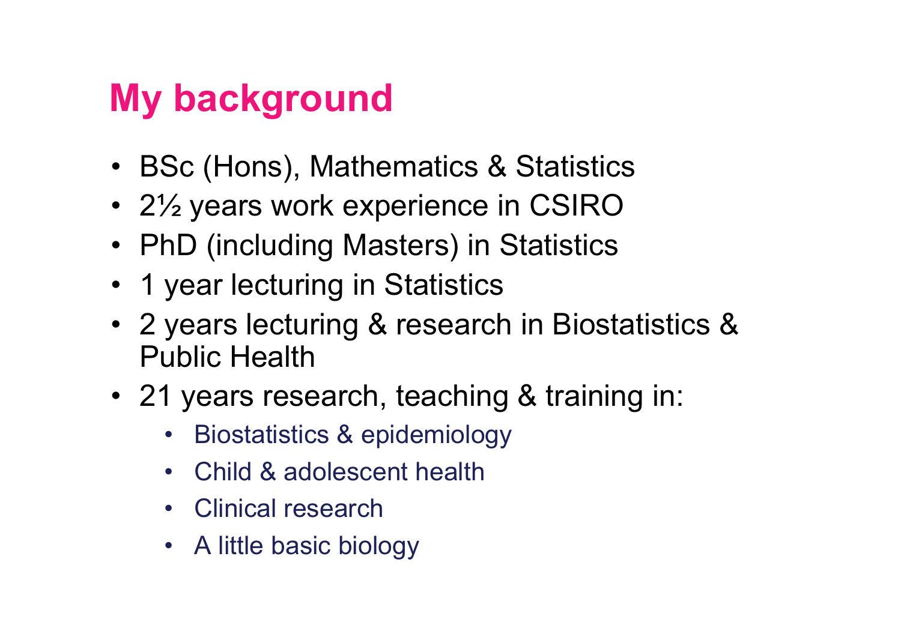# My background

- BSc (Hons), Mathematics & Statistics
- 2½ years work experience in CSIRO
- PhD (including Masters) in Statistics
- 1 year lecturing in Statistics
- 2 years lecturing & research in Biostatistics & Public Health
- 21 years research, teaching & training in:
    - Biostatistics & epidemiology
    - Child & adolescent health
    - Clinical research
    - A little basic biology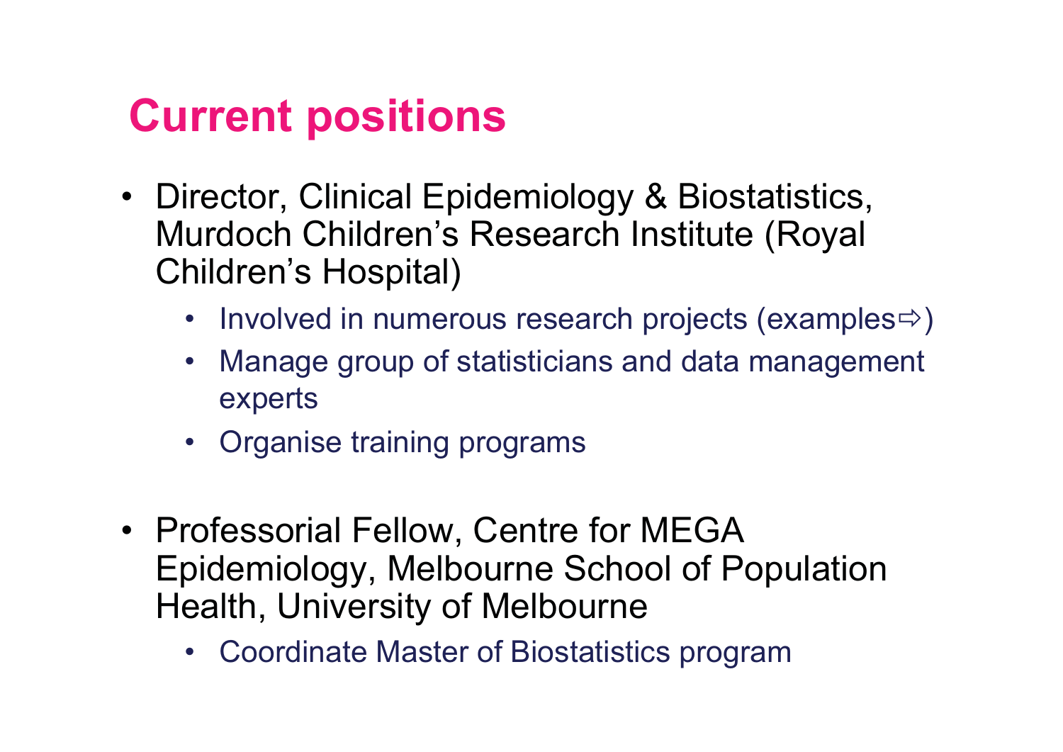# Current positions

- Director, Clinical Epidemiology & Biostatistics, Murdoch Children's Research Institute (Royal Children's Hospital)
  - Involved in numerous research projects (examples⇨)
  - Manage group of statisticians and data management experts
  - Organise training programs

- Professorial Fellow, Centre for MEGA Epidemiology, Melbourne School of Population Health, University of Melbourne
  - Coordinate Master of Biostatistics program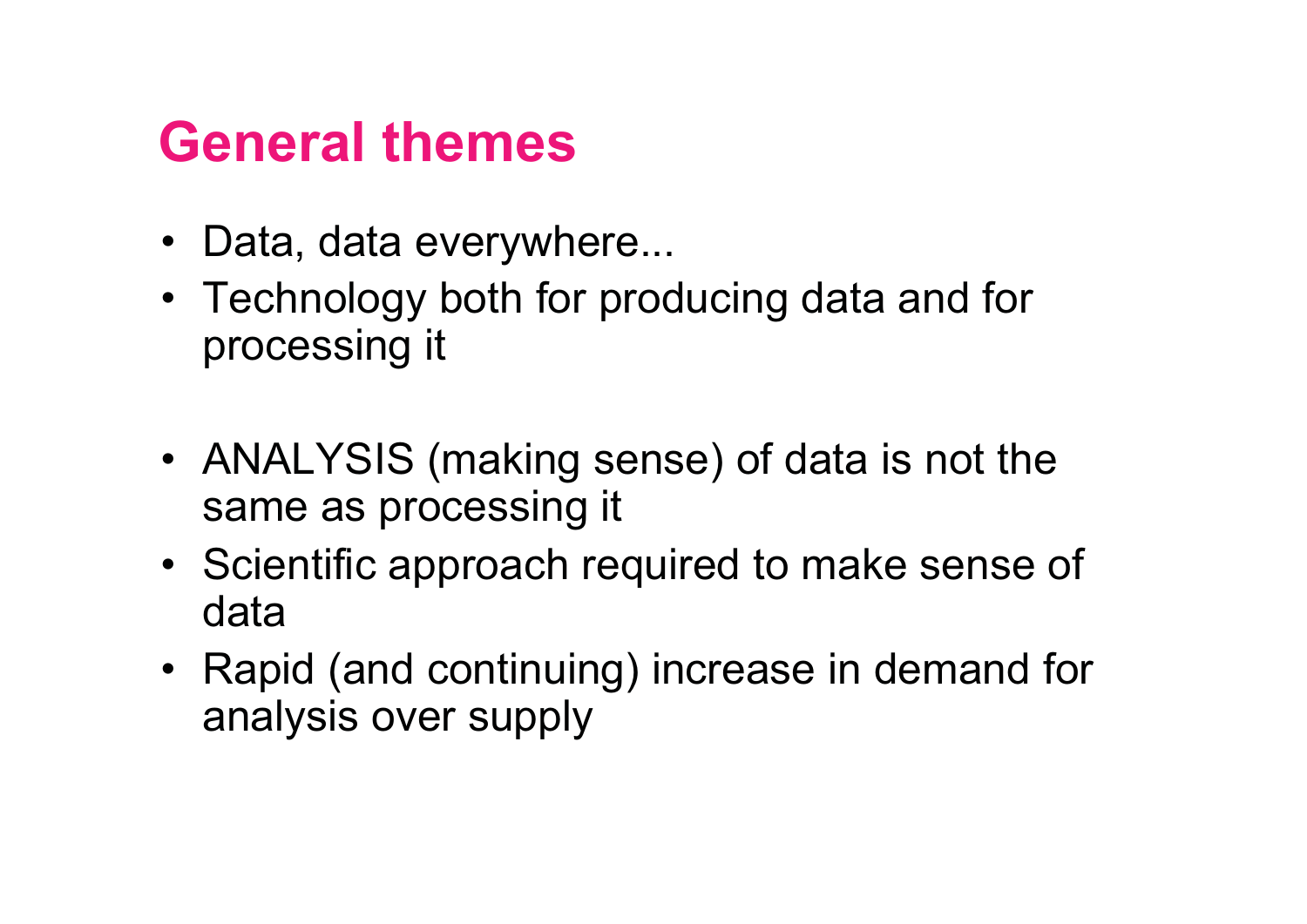# General themes

- Data, data everywhere...
- Technology both for producing data and for processing it

- ANALYSIS (making sense) of data is not the same as processing it
- Scientific approach required to make sense of data
- Rapid (and continuing) increase in demand for analysis over supply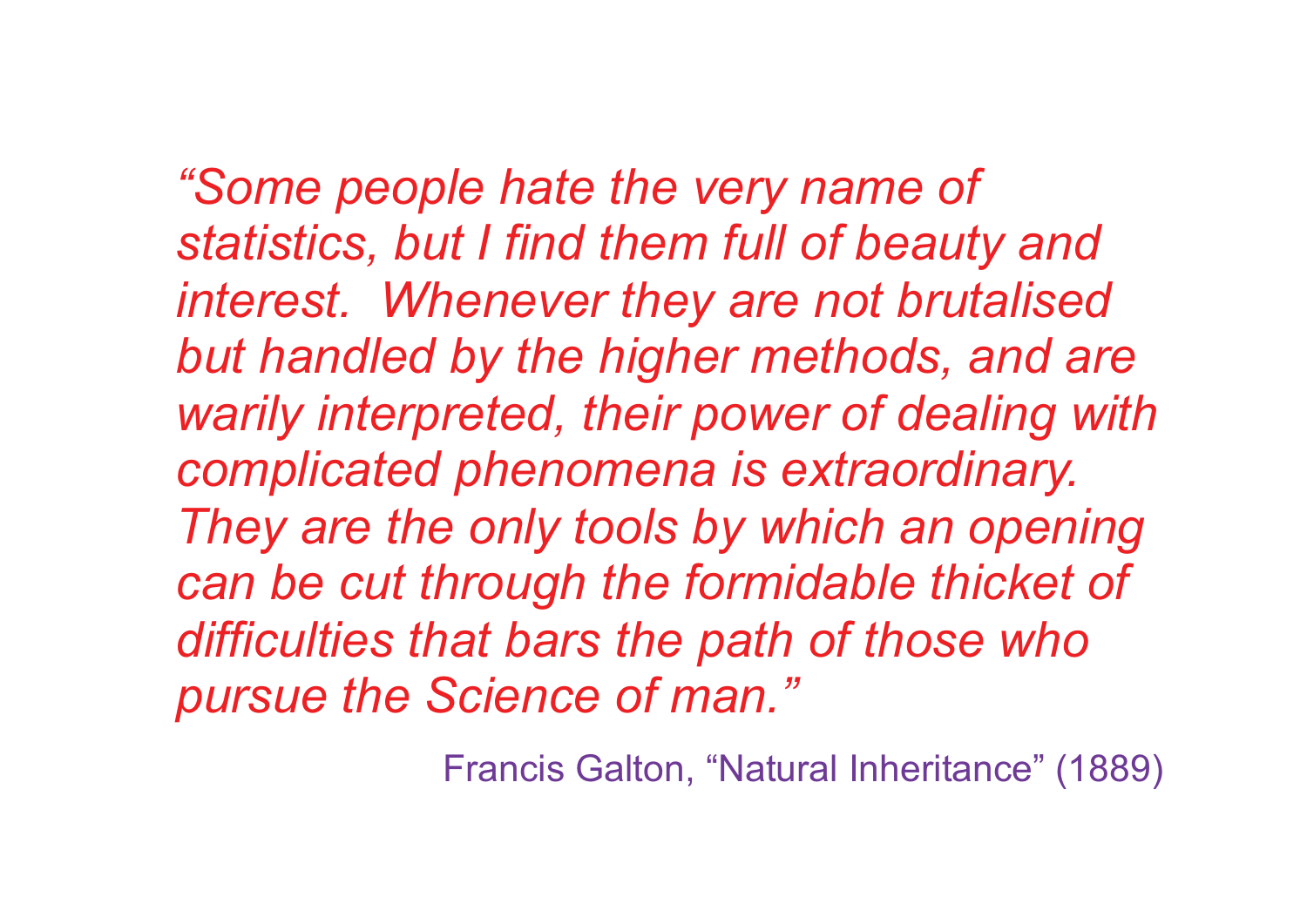*"Some people hate the very name of statistics, but I find them full of beauty and interest. Whenever they are not brutalised but handled by the higher methods, and are warily interpreted, their power of dealing with complicated phenomena is extraordinary. They are the only tools by which an opening can be cut through the formidable thicket of difficulties that bars the path of those who pursue the Science of man."*

Francis Galton, "Natural Inheritance" (1889)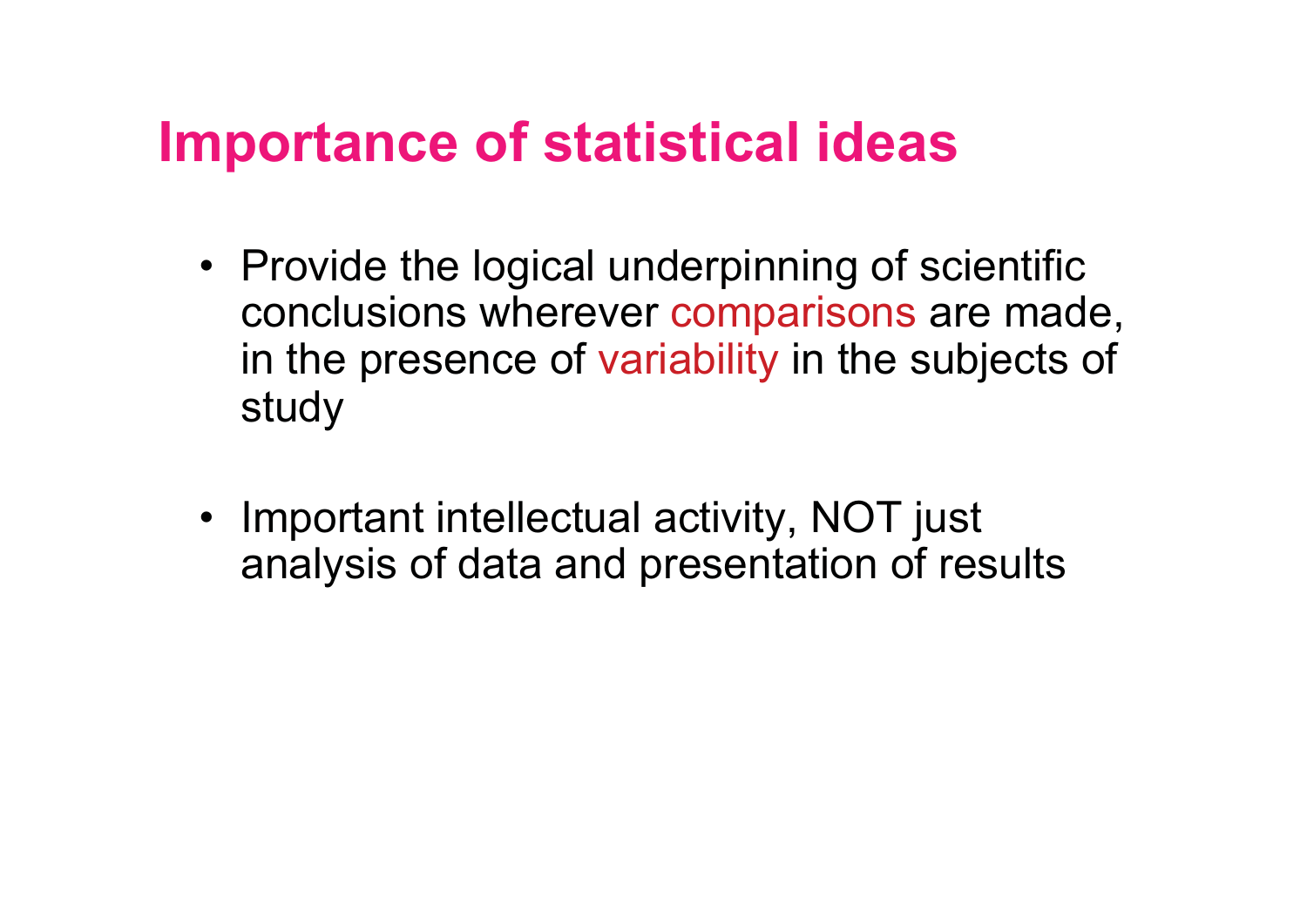# Importance of statistical ideas

- Provide the logical underpinning of scientific conclusions wherever comparisons are made, in the presence of variability in the subjects of study

- Important intellectual activity, NOT just analysis of data and presentation of results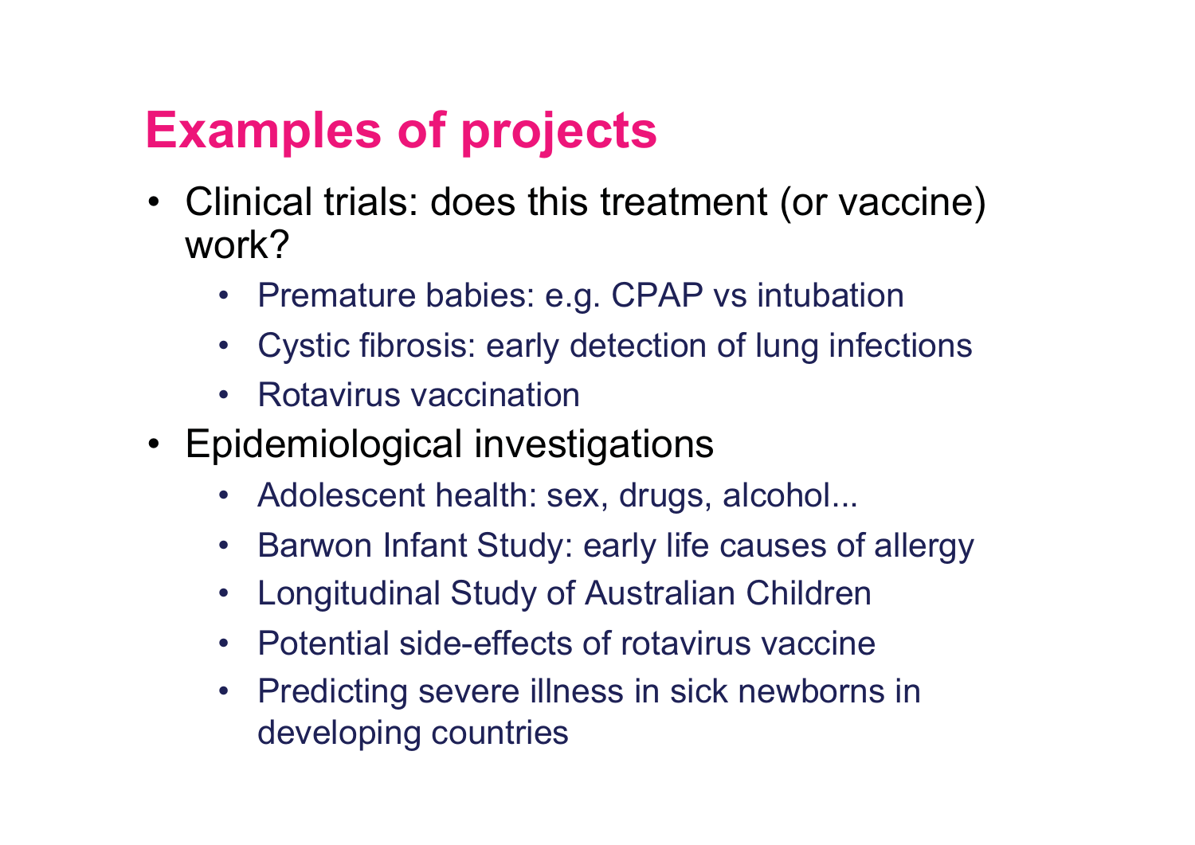# Examples of projects

- Clinical trials: does this treatment (or vaccine) work?
  - Premature babies: e.g. CPAP vs intubation
  - Cystic fibrosis: early detection of lung infections
  - Rotavirus vaccination
- Epidemiological investigations
  - Adolescent health: sex, drugs, alcohol...
  - Barwon Infant Study: early life causes of allergy
  - Longitudinal Study of Australian Children
  - Potential side-effects of rotavirus vaccine
  - Predicting severe illness in sick newborns in developing countries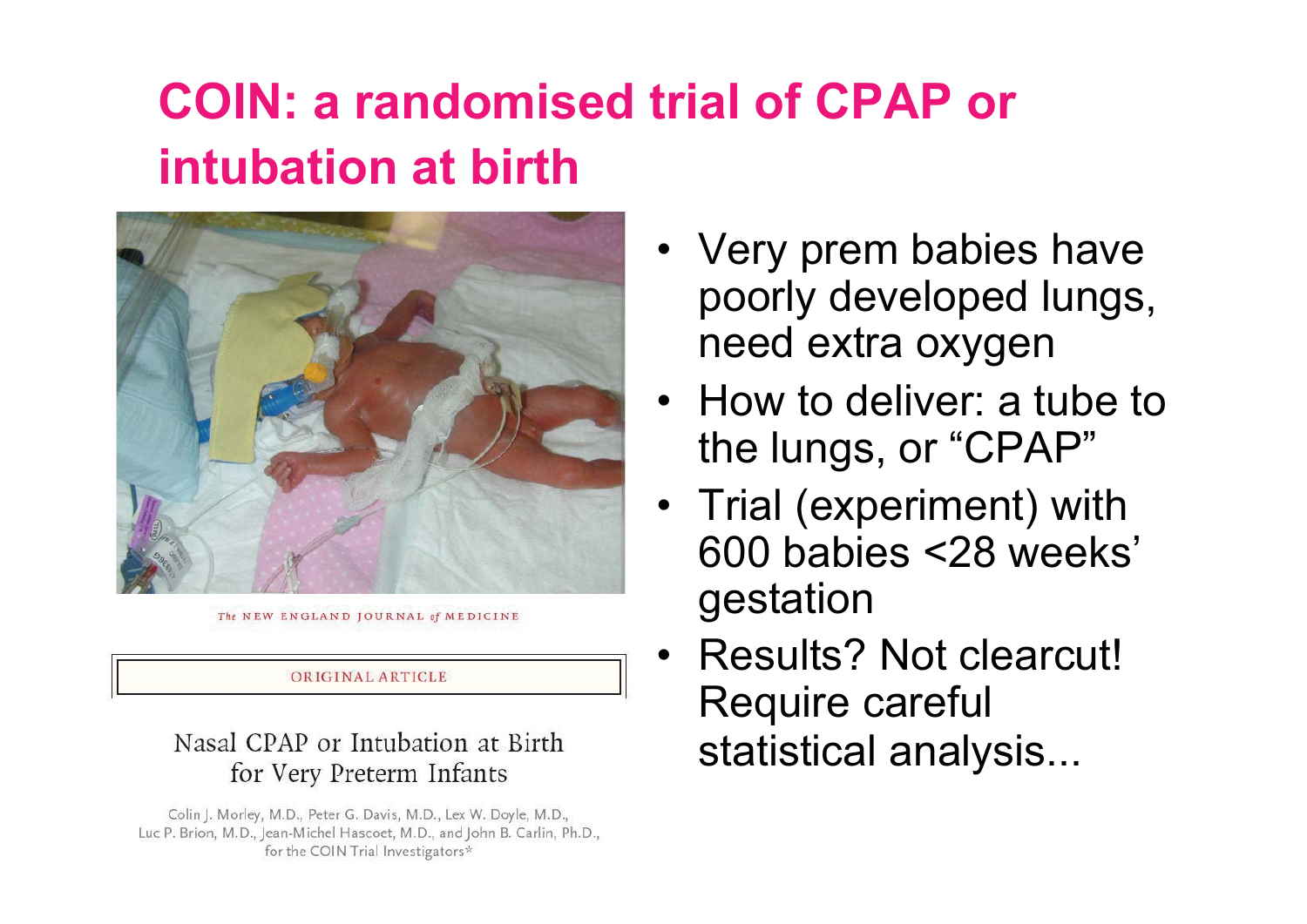# COIN: a randomised trial of CPAP or intubation at birth

The NEW ENGLAND JOURNAL of MEDICINE

ORIGINAL ARTICLE

Nasal CPAP or Intubation at Birth for Very Preterm Infants

Colin J. Morley, M.D., Peter G. Davis, M.D., Lex W. Doyle, M.D., Luc P. Brion, M.D., Jean-Michel Hascoet, M.D., and John B. Carlin, Ph.D., for the COIN Trial Investigators*

- Very prem babies have poorly developed lungs, need extra oxygen
- How to deliver: a tube to the lungs, or “CPAP”
- Trial (experiment) with 600 babies <28 weeks’ gestation
- Results? Not clearcut! Require careful statistical analysis...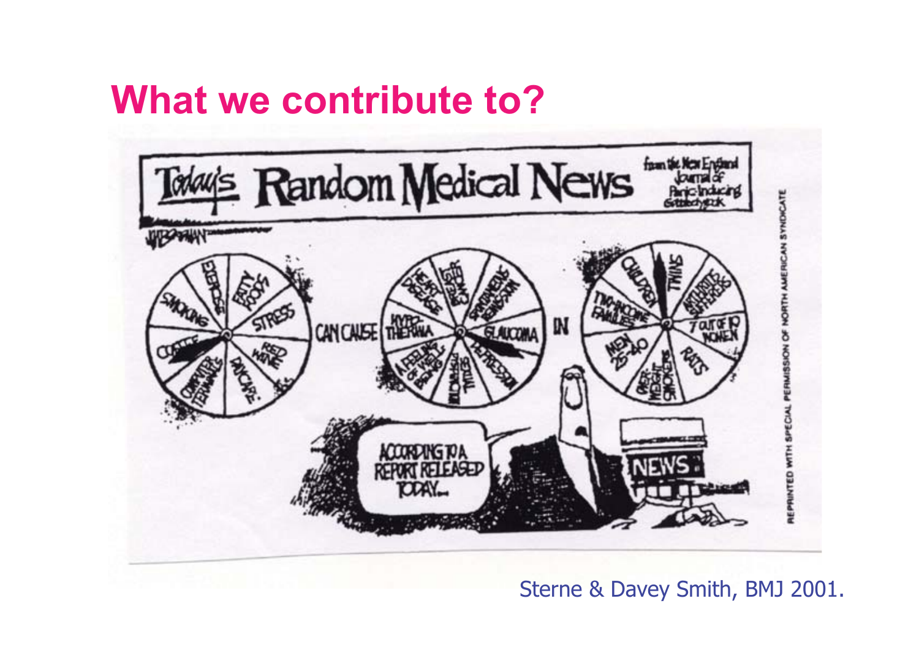# What we contribute to?

Sterne & Davey Smith, BMJ 2001.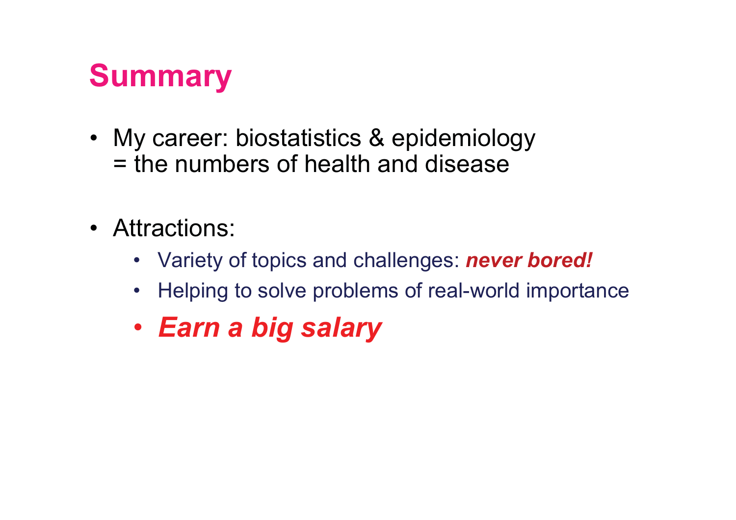# Summary

- My career: biostatistics & epidemiology
  = the numbers of health and disease

- Attractions:
  - Variety of topics and challenges: ***never bored!***
  - Helping to solve problems of real-world importance
  - ***Earn a big salary***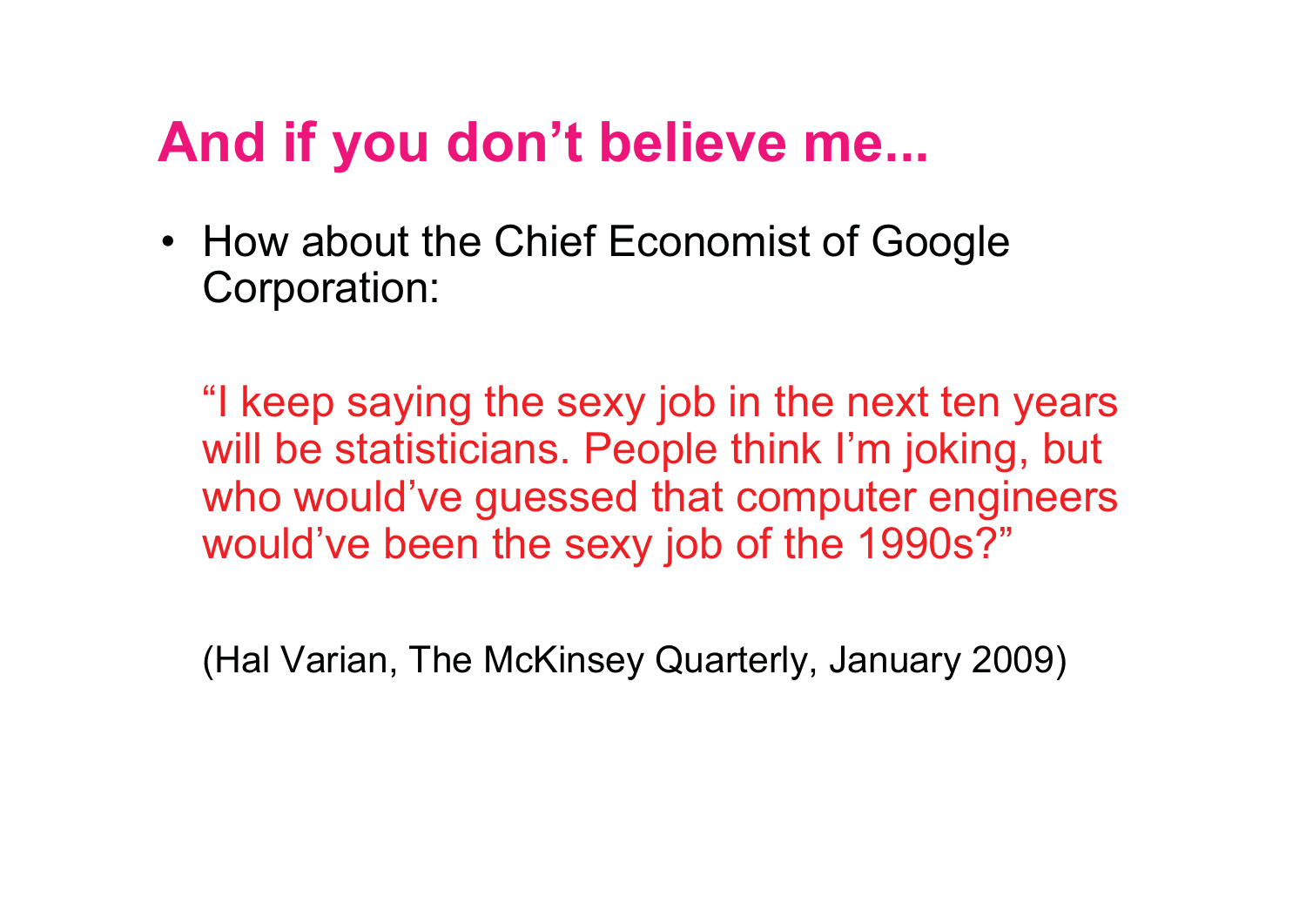# And if you don’t believe me...

- How about the Chief Economist of Google Corporation:

  “I keep saying the sexy job in the next ten years will be statisticians. People think I’m joking, but who would’ve guessed that computer engineers would’ve been the sexy job of the 1990s?”

  (Hal Varian, The McKinsey Quarterly, January 2009)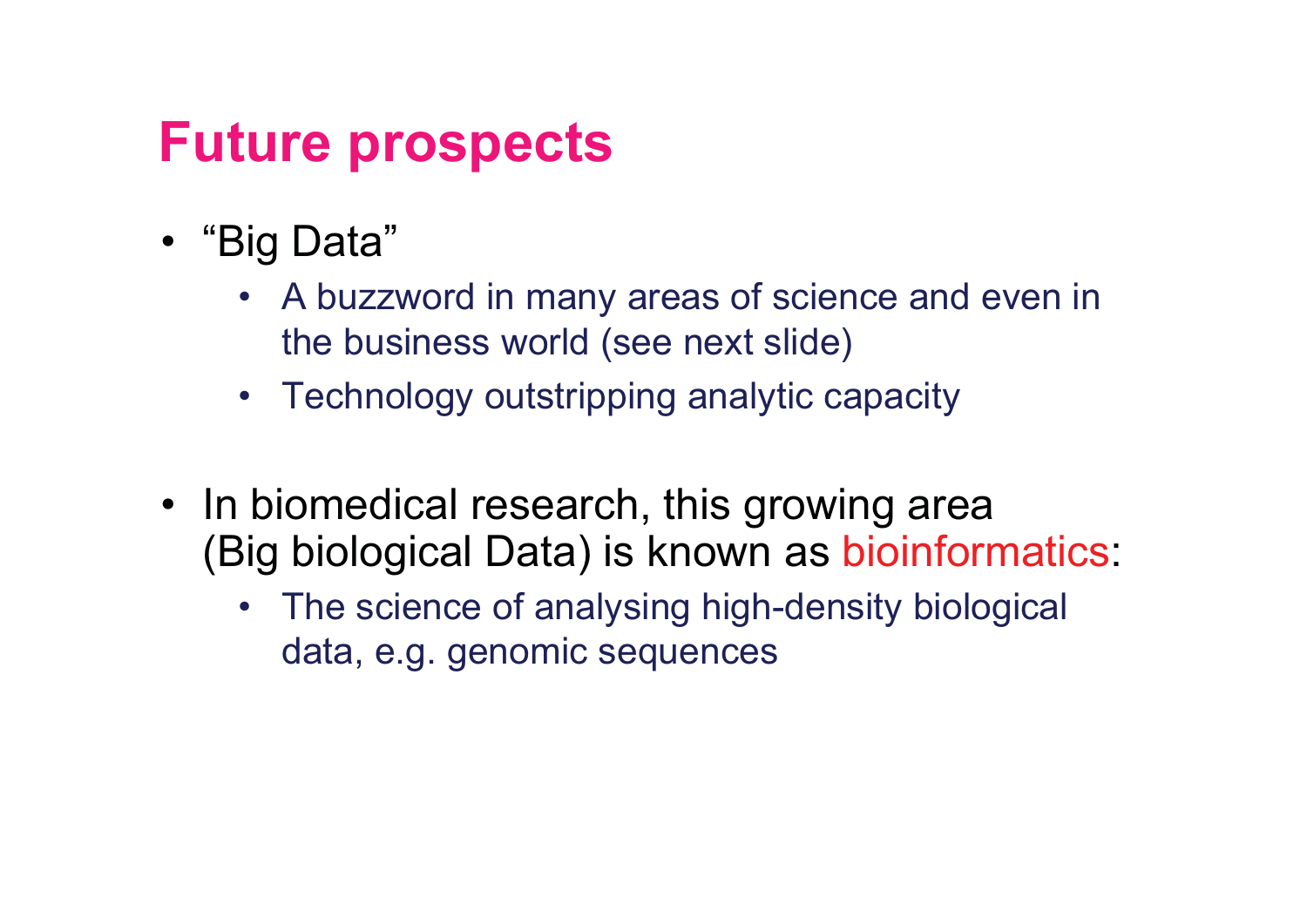# Future prospects

- "Big Data"
  - A buzzword in many areas of science and even in the business world (see next slide)
  - Technology outstripping analytic capacity
- In biomedical research, this growing area (Big biological Data) is known as bioinformatics:
  - The science of analysing high-density biological data, e.g. genomic sequences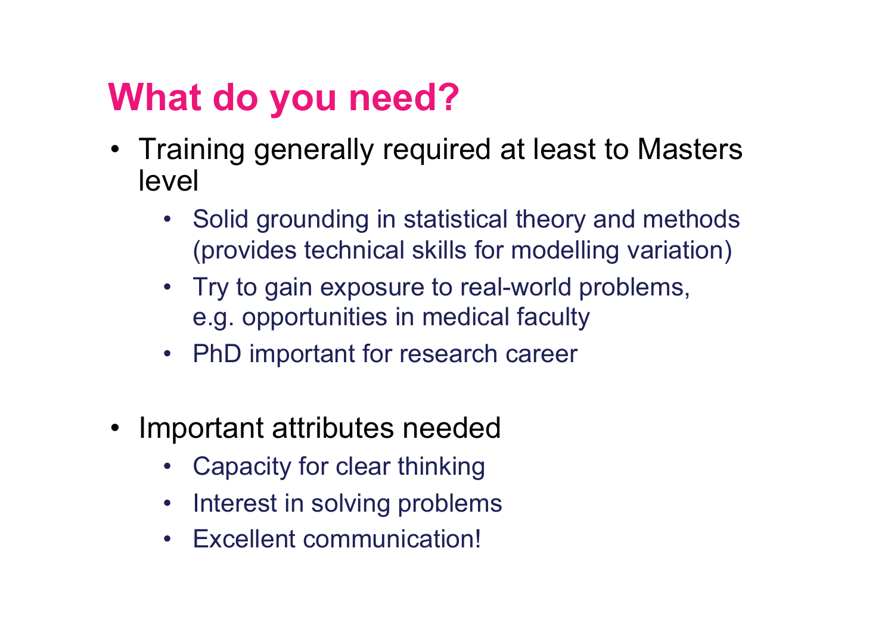# What do you need?

- Training generally required at least to Masters level
  - Solid grounding in statistical theory and methods (provides technical skills for modelling variation)
  - Try to gain exposure to real-world problems, e.g. opportunities in medical faculty
  - PhD important for research career

- Important attributes needed
  - Capacity for clear thinking
  - Interest in solving problems
  - Excellent communication!